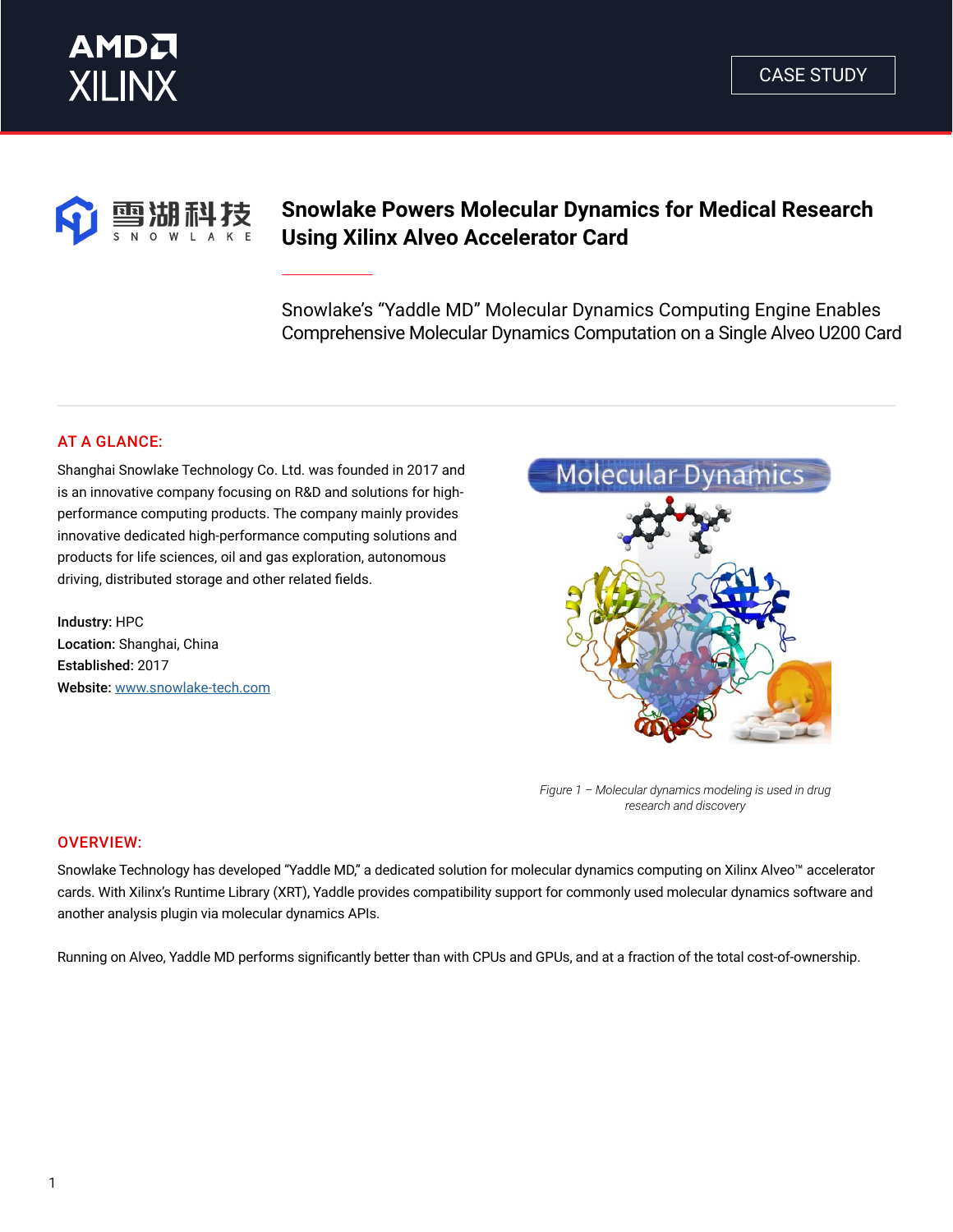CASE STUDY

# Snowlake Powers Molecular Dynamics for Medical Research Using Xilinx Alveo Accelerator Card

Snowlake's "Yaddle MD" Molecular Dynamics Computing Engine Enables Comprehensive Molecular Dynamics Computation on a Single Alveo U200 Card

## AT A GLANCE:

Shanghai Snowlake Technology Co. Ltd. was founded in 2017 and is an innovative company focusing on R&D and solutions for high-performance computing products. The company mainly provides innovative dedicated high-performance computing solutions and products for life sciences, oil and gas exploration, autonomous driving, distributed storage and other related fields.

**Industry:** HPC
**Location:** Shanghai, China
**Established:** 2017
**Website:** www.snowlake-tech.com

*Figure 1 – Molecular dynamics modeling is used in drug research and discovery*

## OVERVIEW:

Snowlake Technology has developed "Yaddle MD," a dedicated solution for molecular dynamics computing on Xilinx Alveo™ accelerator cards. With Xilinx's Runtime Library (XRT), Yaddle provides compatibility support for commonly used molecular dynamics software and another analysis plugin via molecular dynamics APIs.

Running on Alveo, Yaddle MD performs significantly better than with CPUs and GPUs, and at a fraction of the total cost-of-ownership.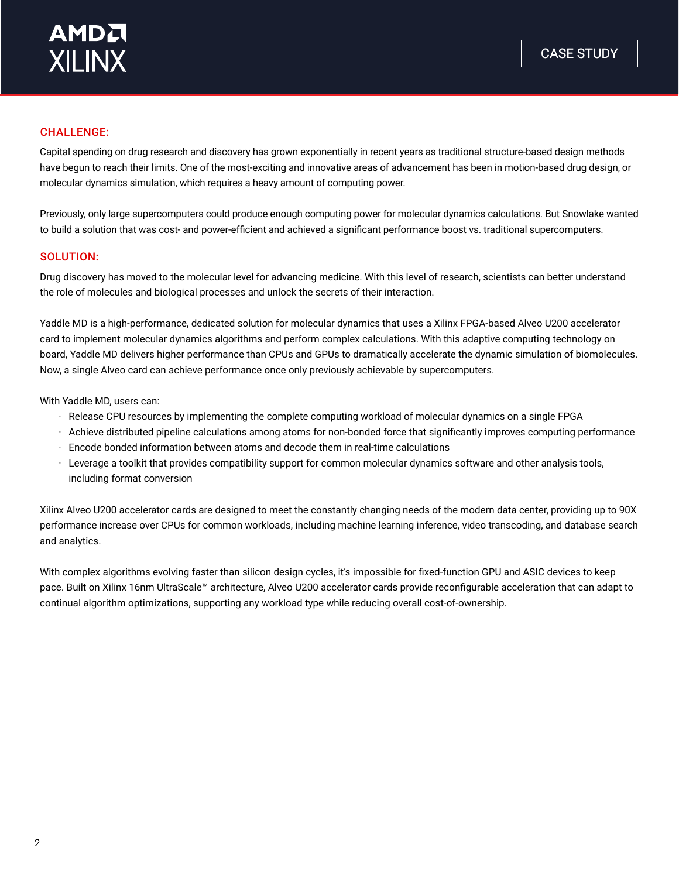## CHALLENGE:

Capital spending on drug research and discovery has grown exponentially in recent years as traditional structure-based design methods have begun to reach their limits. One of the most-exciting and innovative areas of advancement has been in motion-based drug design, or molecular dynamics simulation, which requires a heavy amount of computing power.

Previously, only large supercomputers could produce enough computing power for molecular dynamics calculations. But Snowlake wanted to build a solution that was cost- and power-efficient and achieved a significant performance boost vs. traditional supercomputers.

## SOLUTION:

Drug discovery has moved to the molecular level for advancing medicine. With this level of research, scientists can better understand the role of molecules and biological processes and unlock the secrets of their interaction.

Yaddle MD is a high-performance, dedicated solution for molecular dynamics that uses a Xilinx FPGA-based Alveo U200 accelerator card to implement molecular dynamics algorithms and perform complex calculations. With this adaptive computing technology on board, Yaddle MD delivers higher performance than CPUs and GPUs to dramatically accelerate the dynamic simulation of biomolecules. Now, a single Alveo card can achieve performance once only previously achievable by supercomputers.

With Yaddle MD, users can:

- Release CPU resources by implementing the complete computing workload of molecular dynamics on a single FPGA
- Achieve distributed pipeline calculations among atoms for non-bonded force that significantly improves computing performance
- Encode bonded information between atoms and decode them in real-time calculations
- Leverage a toolkit that provides compatibility support for common molecular dynamics software and other analysis tools, including format conversion

Xilinx Alveo U200 accelerator cards are designed to meet the constantly changing needs of the modern data center, providing up to 90X performance increase over CPUs for common workloads, including machine learning inference, video transcoding, and database search and analytics.

With complex algorithms evolving faster than silicon design cycles, it's impossible for fixed-function GPU and ASIC devices to keep pace. Built on Xilinx 16nm UltraScale™ architecture, Alveo U200 accelerator cards provide reconfigurable acceleration that can adapt to continual algorithm optimizations, supporting any workload type while reducing overall cost-of-ownership.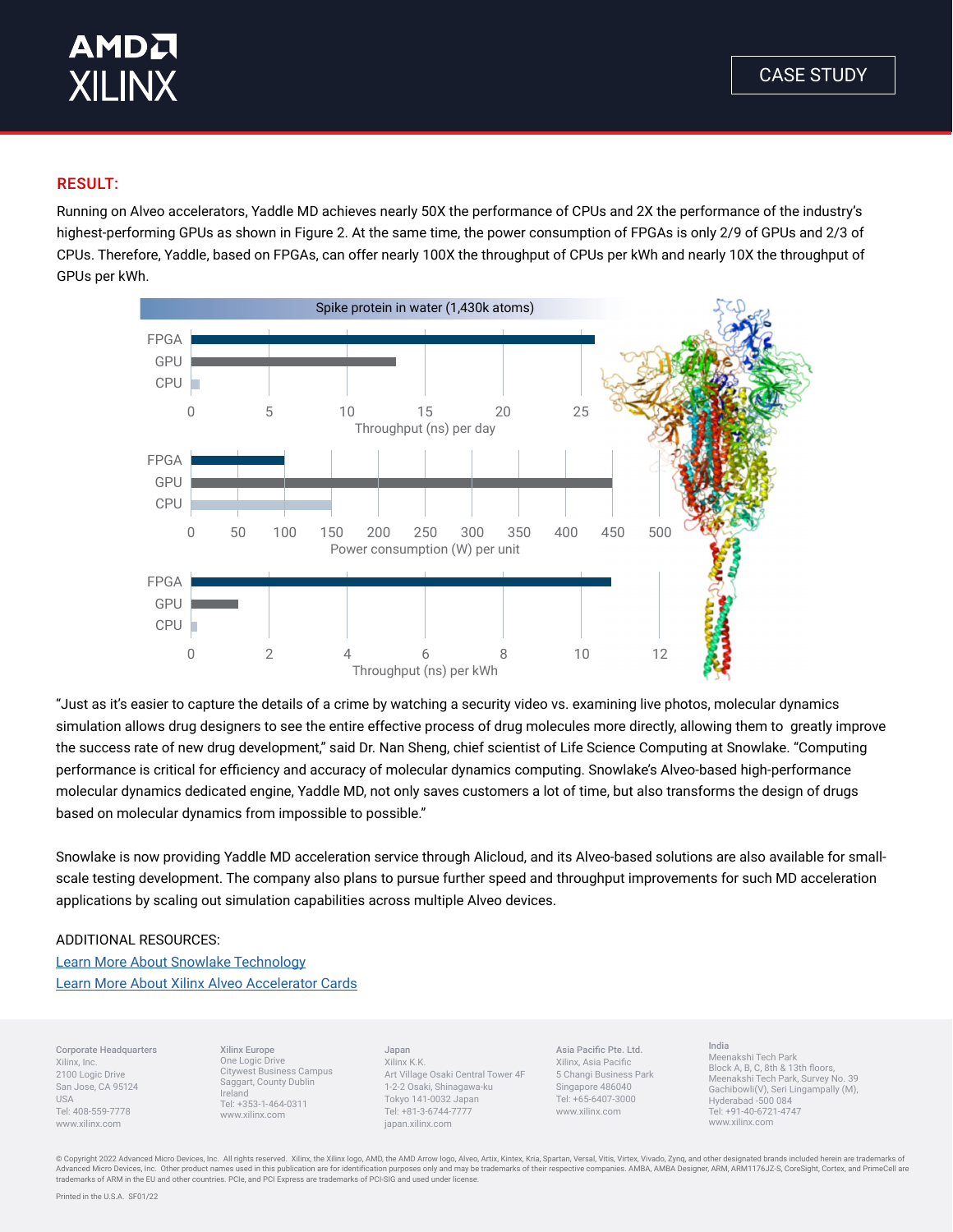## RESULT:

Running on Alveo accelerators, Yaddle MD achieves nearly 50X the performance of CPUs and 2X the performance of the industry's highest-performing GPUs as shown in Figure 2. At the same time, the power consumption of FPGAs is only 2/9 of GPUs and 2/3 of CPUs. Therefore, Yaddle, based on FPGAs, can offer nearly 100X the throughput of CPUs per kWh and nearly 10X the throughput of GPUs per kWh.

Spike protein in water (1,430k atoms)

FPGA
GPU
CPU
0 5 10 15 20 25
Throughput (ns) per day

FPGA
GPU
CPU
0 50 100 150 200 250 300 350 400 450 500
Power consumption (W) per unit

FPGA
GPU
CPU
0 2 4 6 8 10 12
Throughput (ns) per kWh

"Just as it's easier to capture the details of a crime by watching a security video vs. examining live photos, molecular dynamics simulation allows drug designers to see the entire effective process of drug molecules more directly, allowing them to greatly improve the success rate of new drug development," said Dr. Nan Sheng, chief scientist of Life Science Computing at Snowlake. "Computing performance is critical for efficiency and accuracy of molecular dynamics computing. Snowlake's Alveo-based high-performance molecular dynamics dedicated engine, Yaddle MD, not only saves customers a lot of time, but also transforms the design of drugs based on molecular dynamics from impossible to possible."

Snowlake is now providing Yaddle MD acceleration service through Alicloud, and its Alveo-based solutions are also available for small-scale testing development. The company also plans to pursue further speed and throughput improvements for such MD acceleration applications by scaling out simulation capabilities across multiple Alveo devices.

ADDITIONAL RESOURCES:

[Learn More About Snowlake Technology]

[Learn More About Xilinx Alveo Accelerator Cards]

**Corporate Headquarters**
Xilinx, Inc.
2100 Logic Drive
San Jose, CA 95124
USA
Tel: 408-559-7778
www.xilinx.com

**Xilinx Europe**
One Logic Drive
Citywest Business Campus
Saggart, County Dublin
Ireland
Tel: +353-1-464-0311
www.xilinx.com

**Japan**
Xilinx K.K.
Art Village Osaki Central Tower 4F
1-2-2 Osaki, Shinagawa-ku
Tokyo 141-0032 Japan
Tel: +81-3-6744-7777
japan.xilinx.com

**Asia Pacific Pte. Ltd.**
Xilinx, Asia Pacific
5 Changi Business Park
Singapore 486040
Tel: +65-6407-3000
www.xilinx.com

**India**
Meenakshi Tech Park
Block A, B, C, 8th & 13th floors,
Meenakshi Tech Park, Survey No. 39
Gachibowli(V), Seri Lingampally (M),
Hyderabad -500 084
Tel: +91-40-6721-4747
www.xilinx.com

© Copyright 2022 Advanced Micro Devices, Inc. All rights reserved. Xilinx, the Xilinx logo, AMD, the AMD Arrow logo, Alveo, Artix, Kintex, Kria, Spartan, Versal, Vitis, Virtex, Vivado, Zynq, and other designated brands included herein are trademarks of Advanced Micro Devices, Inc. Other product names used in this publication are for identification purposes only and may be trademarks of their respective companies. AMBA, AMBA Designer, ARM, ARM1176JZ-S, CoreSight, Cortex, and PrimeCell are trademarks of ARM in the EU and other countries. PCIe, and PCI Express are trademarks of PCI-SIG and used under license.

Printed in the U.S.A. SF01/22